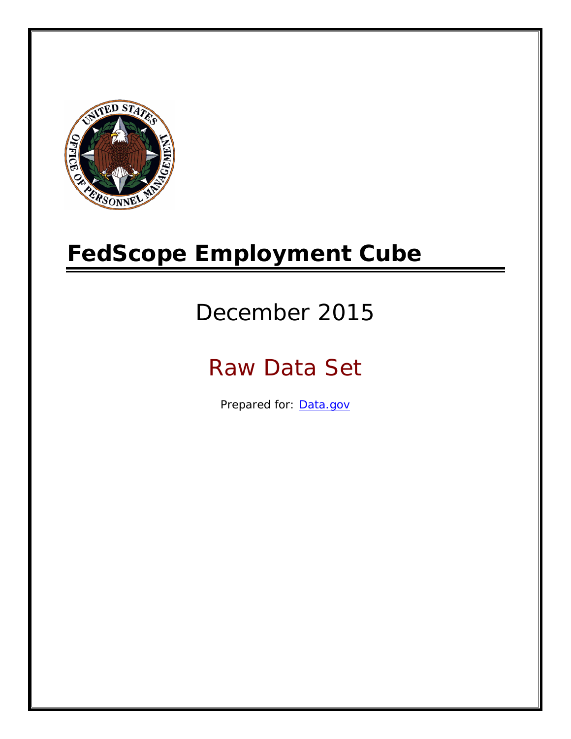# FedScope Employment Cube

December 2015

Raw Data Set

Prepared for: [Data.gov](http://www.data.gov)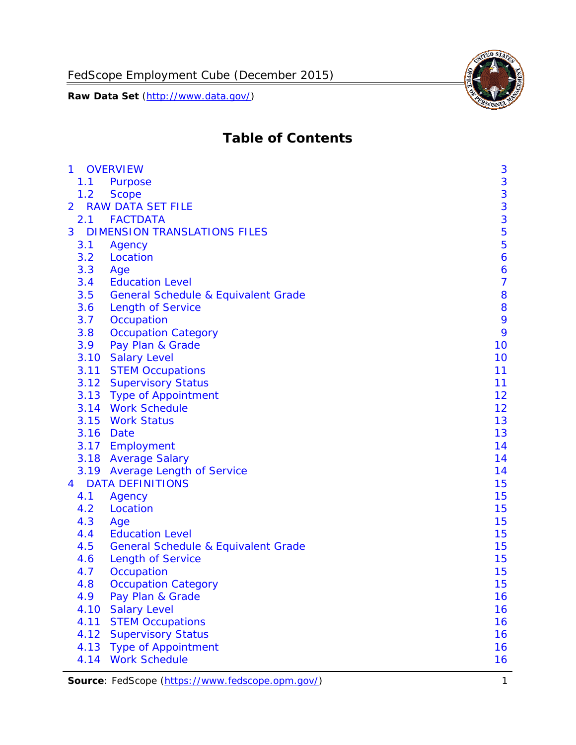# Table of Contents

| | | |
|---|---|---|
| 1 | OVERVIEW | 3 |
| 1.1 | Purpose | 3 |
| 1.2 | Scope | 3 |
| 2 | RAW DATA SET FILE | 3 |
| 2.1 | FACTDATA | 3 |
| 3 | DIMENSION TRANSLATIONS FILES | 5 |
| 3.1 | Agency | 5 |
| 3.2 | Location | 6 |
| 3.3 | Age | 6 |
| 3.4 | Education Level | 7 |
| 3.5 | General Schedule & Equivalent Grade | 8 |
| 3.6 | Length of Service | 8 |
| 3.7 | Occupation | 9 |
| 3.8 | Occupation Category | 9 |
| 3.9 | Pay Plan & Grade | 10 |
| 3.10 | Salary Level | 10 |
| 3.11 | STEM Occupations | 11 |
| 3.12 | Supervisory Status | 11 |
| 3.13 | Type of Appointment | 12 |
| 3.14 | Work Schedule | 12 |
| 3.15 | Work Status | 13 |
| 3.16 | Date | 13 |
| 3.17 | Employment | 14 |
| 3.18 | Average Salary | 14 |
| 3.19 | Average Length of Service | 14 |
| 4 | DATA DEFINITIONS | 15 |
| 4.1 | Agency | 15 |
| 4.2 | Location | 15 |
| 4.3 | Age | 15 |
| 4.4 | Education Level | 15 |
| 4.5 | General Schedule & Equivalent Grade | 15 |
| 4.6 | Length of Service | 15 |
| 4.7 | Occupation | 15 |
| 4.8 | Occupation Category | 15 |
| 4.9 | Pay Plan & Grade | 16 |
| 4.10 | Salary Level | 16 |
| 4.11 | STEM Occupations | 16 |
| 4.12 | Supervisory Status | 16 |
| 4.13 | Type of Appointment | 16 |
| 4.14 | Work Schedule | 16 |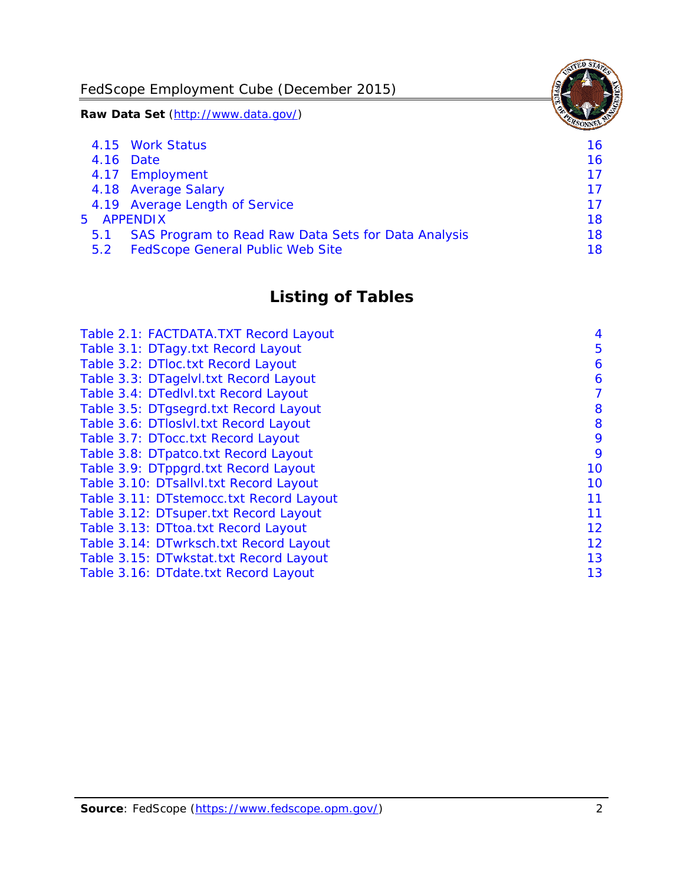4.15 Work Status 16
4.16 Date 16
4.17 Employment 17
4.18 Average Salary 17
4.19 Average Length of Service 17
5 APPENDIX 18
5.1 SAS Program to Read Raw Data Sets for Data Analysis 18
5.2 FedScope General Public Web Site 18

## Listing of Tables

Table 2.1: FACTDATA.TXT Record Layout 4
Table 3.1: DTagy.txt Record Layout 5
Table 3.2: DTloc.txt Record Layout 6
Table 3.3: DTagelvl.txt Record Layout 6
Table 3.4: DTedlvl.txt Record Layout 7
Table 3.5: DTgsegrd.txt Record Layout 8
Table 3.6: DTloslvl.txt Record Layout 8
Table 3.7: DTocc.txt Record Layout 9
Table 3.8: DTpatco.txt Record Layout 9
Table 3.9: DTppgrd.txt Record Layout 10
Table 3.10: DTsallvl.txt Record Layout 10
Table 3.11: DTstemocc.txt Record Layout 11
Table 3.12: DTsuper.txt Record Layout 11
Table 3.13: DTtoa.txt Record Layout 12
Table 3.14: DTwrksch.txt Record Layout 12
Table 3.15: DTwkstat.txt Record Layout 13
Table 3.16: DTdate.txt Record Layout 13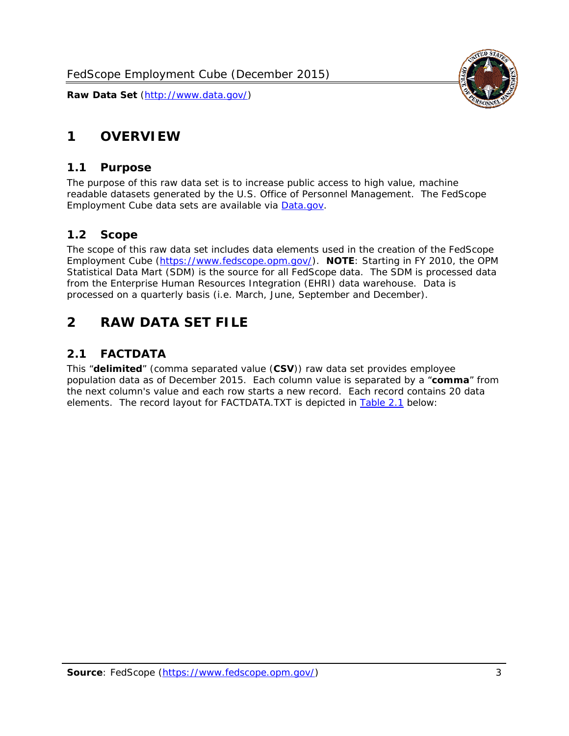# 1 OVERVIEW

## 1.1 Purpose

The purpose of this raw data set is to increase public access to high value, machine readable datasets generated by the U.S. Office of Personnel Management. The FedScope Employment Cube data sets are available via [Data.gov](http://www.data.gov/).

## 1.2 Scope

The scope of this raw data set includes data elements used in the creation of the FedScope Employment Cube ([https://www.fedscope.opm.gov/](https://www.fedscope.opm.gov/)). **NOTE**: Starting in FY 2010, the OPM Statistical Data Mart (SDM) is the source for all FedScope data. The SDM is processed data from the Enterprise Human Resources Integration (EHRI) data warehouse. Data is processed on a quarterly basis (i.e. March, June, September and December).

# 2 RAW DATA SET FILE

## 2.1 FACTDATA

This "**delimited**" (comma separated value (**CSV**)) raw data set provides employee population data as of December 2015. Each column value is separated by a "**comma**" from the next column's value and each row starts a new record. Each record contains 20 data elements. The record layout for FACTDATA.TXT is depicted in Table 2.1 below: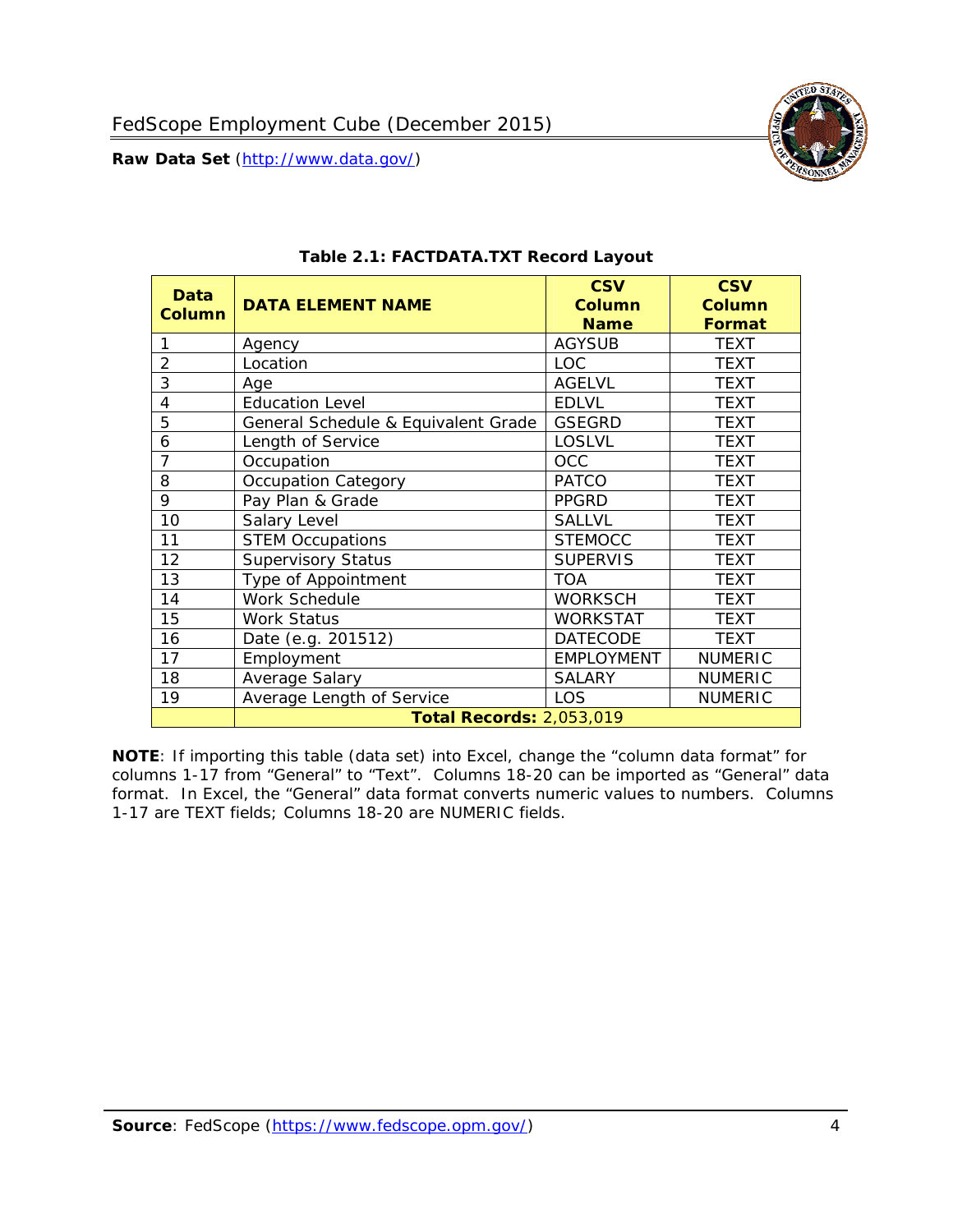**Table 2.1: FACTDATA.TXT Record Layout**

| Data Column | DATA ELEMENT NAME | CSV Column Name | CSV Column Format |
|---|---|---|---|
| 1 | Agency | AGYSUB | TEXT |
| 2 | Location | LOC | TEXT |
| 3 | Age | AGELVL | TEXT |
| 4 | Education Level | EDLVL | TEXT |
| 5 | General Schedule & Equivalent Grade | GSEGRD | TEXT |
| 6 | Length of Service | LOSLVL | TEXT |
| 7 | Occupation | OCC | TEXT |
| 8 | Occupation Category | PATCO | TEXT |
| 9 | Pay Plan & Grade | PPGRD | TEXT |
| 10 | Salary Level | SALLVL | TEXT |
| 11 | STEM Occupations | STEMOCC | TEXT |
| 12 | Supervisory Status | SUPERVIS | TEXT |
| 13 | Type of Appointment | TOA | TEXT |
| 14 | Work Schedule | WORKSCH | TEXT |
| 15 | Work Status | WORKSTAT | TEXT |
| 16 | Date (e.g. 201512) | DATECODE | TEXT |
| 17 | Employment | EMPLOYMENT | NUMERIC |
| 18 | Average Salary | SALARY | NUMERIC |
| 19 | Average Length of Service | LOS | NUMERIC |
| | **Total Records:** 2,053,019 | | |

**NOTE**: If importing this table (data set) into Excel, change the "column data format" for columns 1-17 from "General" to "Text". Columns 18-20 can be imported as "General" data format. In Excel, the "General" data format converts numeric values to numbers. Columns 1-17 are TEXT fields; Columns 18-20 are NUMERIC fields.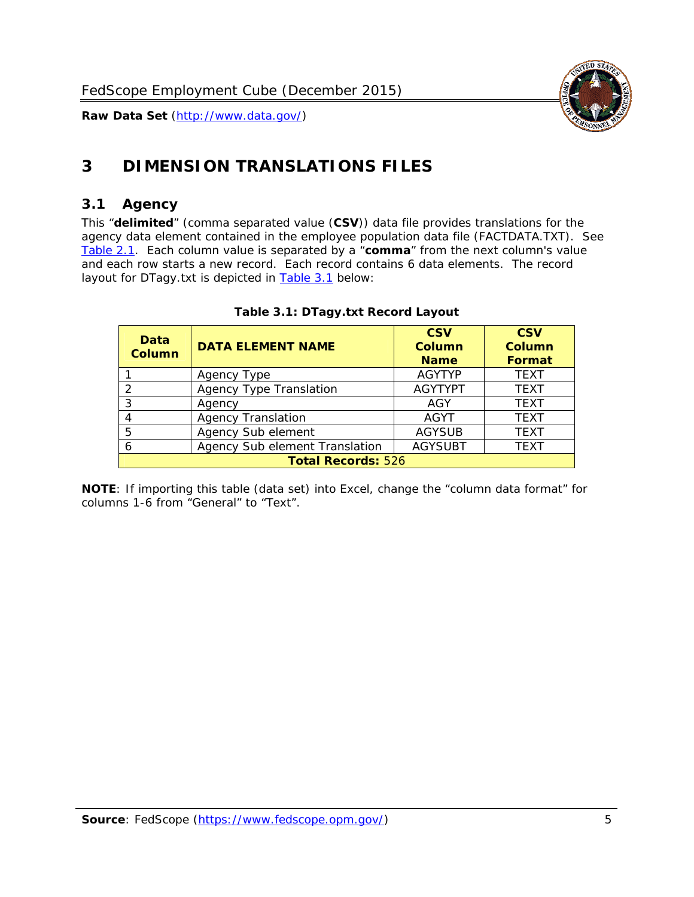# 3 DIMENSION TRANSLATIONS FILES

## 3.1 Agency

This “**delimited**” (comma separated value (**CSV**)) data file provides translations for the agency data element contained in the employee population data file (FACTDATA.TXT). See Table 2.1. Each column value is separated by a “**comma**” from the next column's value and each row starts a new record. Each record contains 6 data elements. The record layout for DTagy.txt is depicted in Table 3.1 below:

**Table 3.1: DTagy.txt Record Layout**

| Data Column | DATA ELEMENT NAME | CSV Column Name | CSV Column Format |
|---|---|---|---|
| 1 | Agency Type | AGYTYP | TEXT |
| 2 | Agency Type Translation | AGYTYPT | TEXT |
| 3 | Agency | AGY | TEXT |
| 4 | Agency Translation | AGYT | TEXT |
| 5 | Agency Sub element | AGYSUB | TEXT |
| 6 | Agency Sub element Translation | AGYSUBT | TEXT |
| **Total Records:** 526 | | | |

**NOTE**: If importing this table (data set) into Excel, change the “column data format” for columns 1-6 from “General” to “Text”.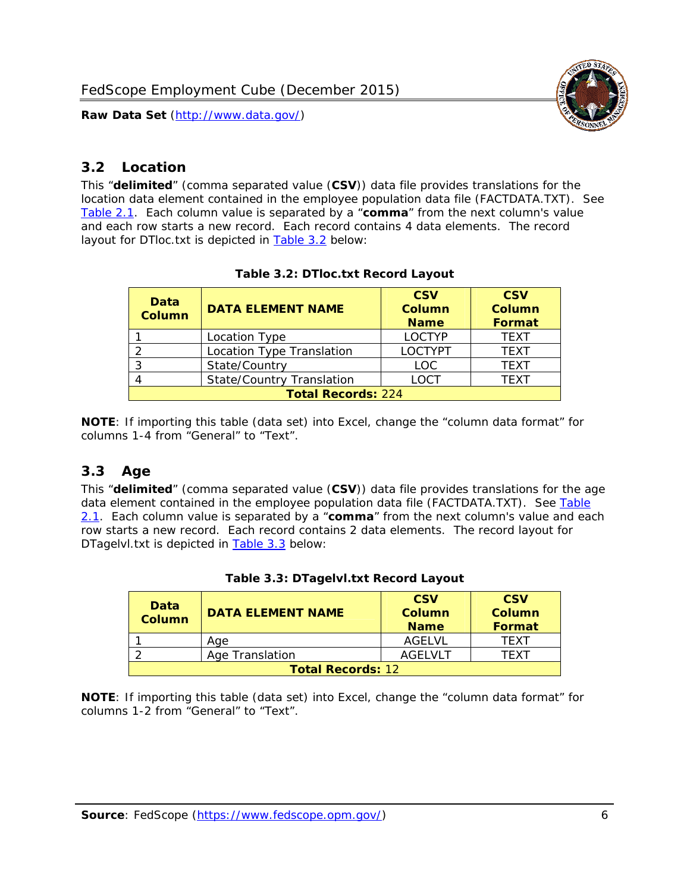## 3.2 Location

This “**delimited**” (comma separated value (**CSV**)) data file provides translations for the location data element contained in the employee population data file (FACTDATA.TXT). See Table 2.1. Each column value is separated by a “**comma**” from the next column's value and each row starts a new record. Each record contains 4 data elements. The record layout for DTloc.txt is depicted in Table 3.2 below:

**Table 3.2: DTloc.txt Record Layout**

| Data Column | DATA ELEMENT NAME | CSV Column Name | CSV Column Format |
|---|---|---|---|
| 1 | Location Type | LOCTYP | TEXT |
| 2 | Location Type Translation | LOCTYPT | TEXT |
| 3 | State/Country | LOC | TEXT |
| 4 | State/Country Translation | LOCT | TEXT |
| **Total Records:** 224 | | | |

**NOTE**: If importing this table (data set) into Excel, change the “column data format” for columns 1-4 from “General” to “Text”.

## 3.3 Age

This “**delimited**” (comma separated value (**CSV**)) data file provides translations for the age data element contained in the employee population data file (FACTDATA.TXT). See Table 2.1. Each column value is separated by a “**comma**” from the next column's value and each row starts a new record. Each record contains 2 data elements. The record layout for DTagelvl.txt is depicted in Table 3.3 below:

**Table 3.3: DTagelvl.txt Record Layout**

| Data Column | DATA ELEMENT NAME | CSV Column Name | CSV Column Format |
|---|---|---|---|
| 1 | Age | AGELVL | TEXT |
| 2 | Age Translation | AGELVLT | TEXT |
| **Total Records:** 12 | | | |

**NOTE**: If importing this table (data set) into Excel, change the “column data format” for columns 1-2 from “General” to “Text”.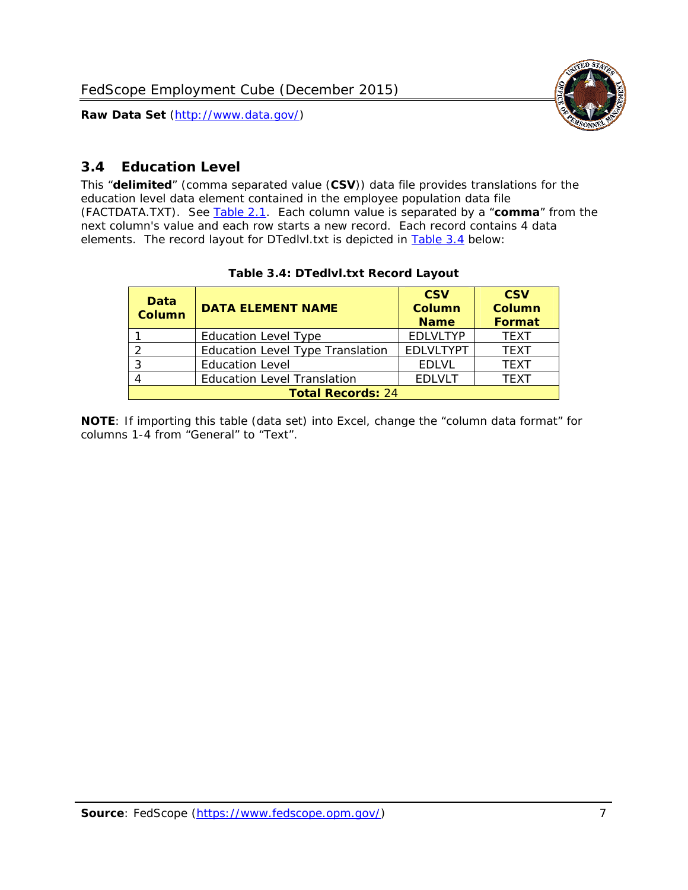## 3.4 Education Level

This "**delimited**" (comma separated value (**CSV**)) data file provides translations for the education level data element contained in the employee population data file (FACTDATA.TXT). See Table 2.1. Each column value is separated by a "**comma**" from the next column's value and each row starts a new record. Each record contains 4 data elements. The record layout for DTedlvl.txt is depicted in Table 3.4 below:

**Table 3.4: DTedlvl.txt Record Layout**

| Data Column | DATA ELEMENT NAME | CSV Column Name | CSV Column Format |
|---|---|---|---|
| 1 | Education Level Type | EDLVLTYP | TEXT |
| 2 | Education Level Type Translation | EDLVLTYPT | TEXT |
| 3 | Education Level | EDLVL | TEXT |
| 4 | Education Level Translation | EDLVLT | TEXT |
| **Total Records:** 24 | | | |

**NOTE**: If importing this table (data set) into Excel, change the "column data format" for columns 1-4 from "General" to "Text".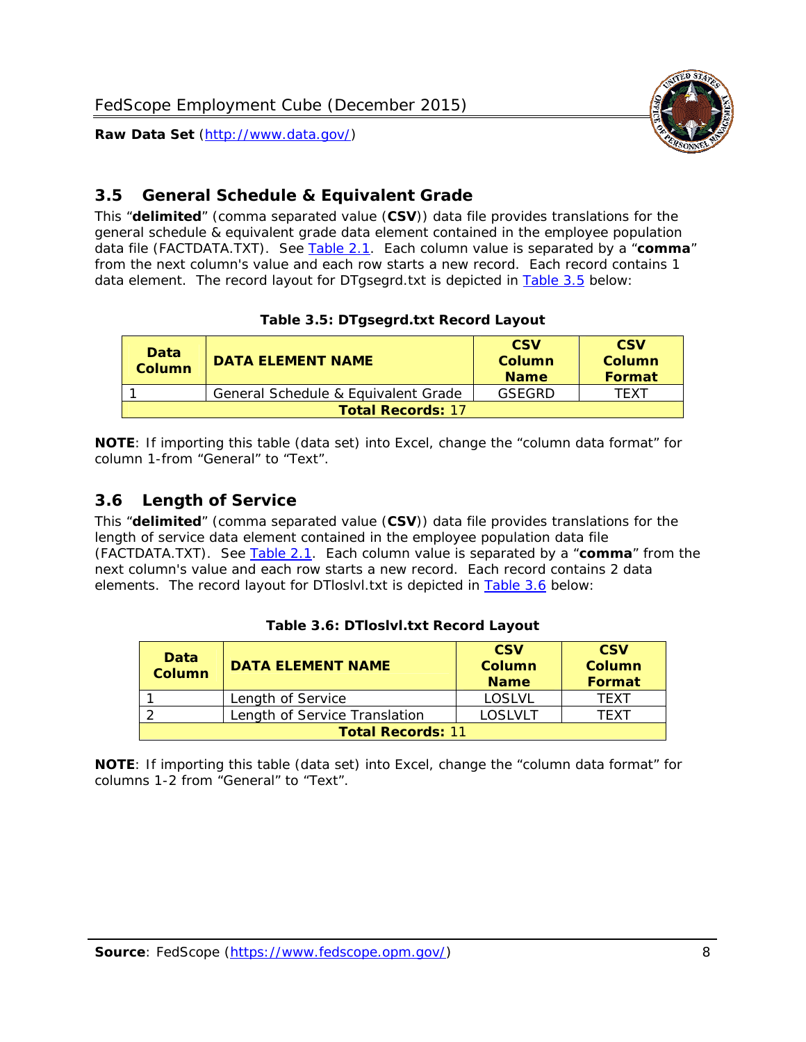## 3.5 General Schedule & Equivalent Grade

This "**delimited**" (comma separated value (**CSV**)) data file provides translations for the general schedule & equivalent grade data element contained in the employee population data file (FACTDATA.TXT). See Table 2.1. Each column value is separated by a "**comma**" from the next column's value and each row starts a new record. Each record contains 1 data element. The record layout for DTgsegrd.txt is depicted in Table 3.5 below:

**Table 3.5: DTgsegrd.txt Record Layout**

| Data Column | DATA ELEMENT NAME | CSV Column Name | CSV Column Format |
|---|---|---|---|
| 1 | General Schedule & Equivalent Grade | GSEGRD | TEXT |
| **Total Records:** 17 | | | |

**NOTE**: If importing this table (data set) into Excel, change the "column data format" for column 1-from "General" to "Text".

## 3.6 Length of Service

This "**delimited**" (comma separated value (**CSV**)) data file provides translations for the length of service data element contained in the employee population data file (FACTDATA.TXT). See Table 2.1. Each column value is separated by a "**comma**" from the next column's value and each row starts a new record. Each record contains 2 data elements. The record layout for DTloslvl.txt is depicted in Table 3.6 below:

**Table 3.6: DTloslvl.txt Record Layout**

| Data Column | DATA ELEMENT NAME | CSV Column Name | CSV Column Format |
|---|---|---|---|
| 1 | Length of Service | LOSLVL | TEXT |
| 2 | Length of Service Translation | LOSLVLT | TEXT |
| **Total Records:** 11 | | | |

**NOTE**: If importing this table (data set) into Excel, change the "column data format" for columns 1-2 from "General" to "Text".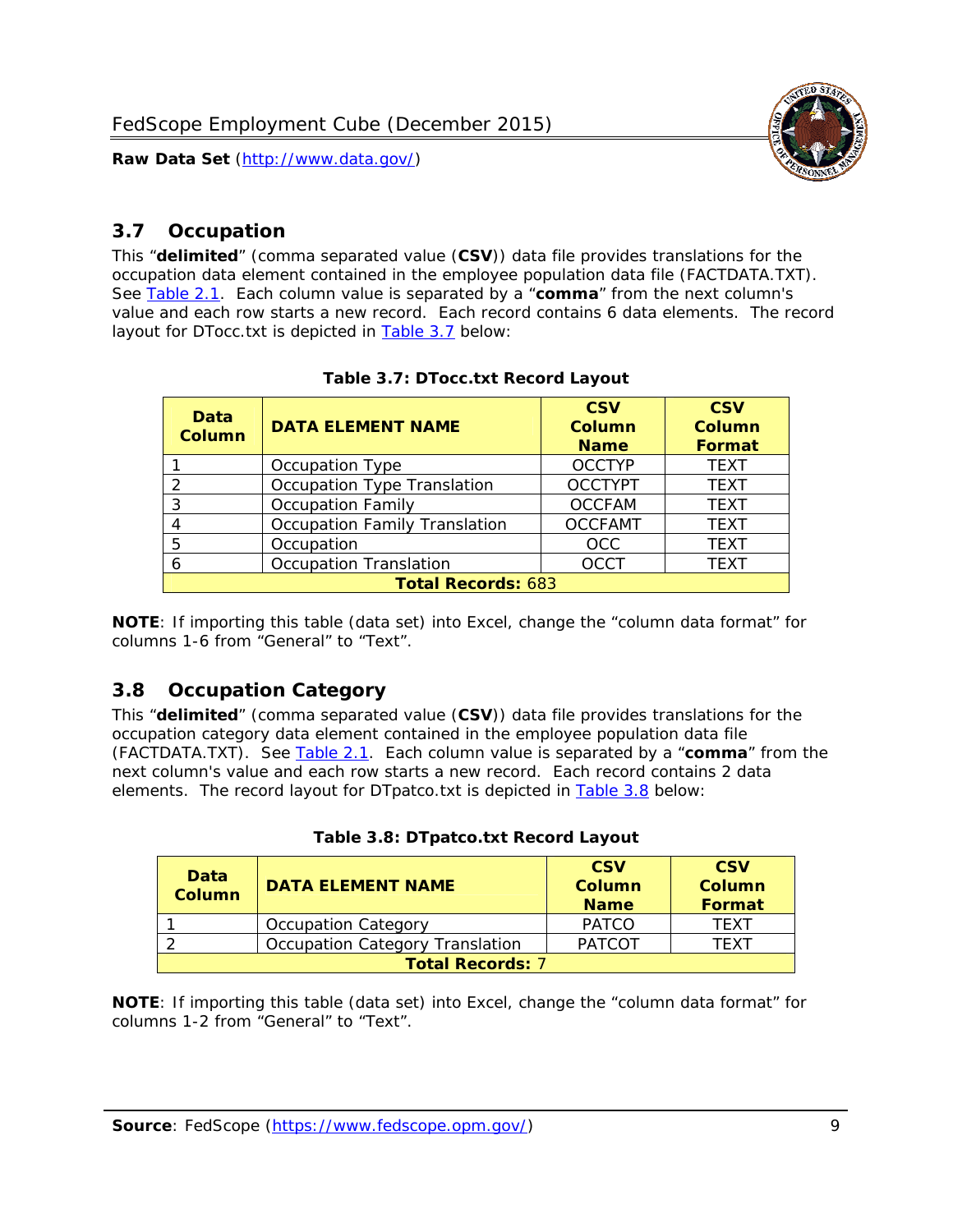## 3.7 Occupation

This "**delimited**" (comma separated value (**CSV**)) data file provides translations for the occupation data element contained in the employee population data file (FACTDATA.TXT). See Table 2.1. Each column value is separated by a "**comma**" from the next column's value and each row starts a new record. Each record contains 6 data elements. The record layout for DTocc.txt is depicted in Table 3.7 below:

**Table 3.7: DTocc.txt Record Layout**

| Data Column | DATA ELEMENT NAME | CSV Column Name | CSV Column Format |
|---|---|---|---|
| 1 | Occupation Type | OCCTYP | TEXT |
| 2 | Occupation Type Translation | OCCTYPT | TEXT |
| 3 | Occupation Family | OCCFAM | TEXT |
| 4 | Occupation Family Translation | OCCFAMT | TEXT |
| 5 | Occupation | OCC | TEXT |
| 6 | Occupation Translation | OCCT | TEXT |
| **Total Records:** 683 | | | |

**NOTE**: If importing this table (data set) into Excel, change the "column data format" for columns 1-6 from "General" to "Text".

## 3.8 Occupation Category

This "**delimited**" (comma separated value (**CSV**)) data file provides translations for the occupation category data element contained in the employee population data file (FACTDATA.TXT). See Table 2.1. Each column value is separated by a "**comma**" from the next column's value and each row starts a new record. Each record contains 2 data elements. The record layout for DTpatco.txt is depicted in Table 3.8 below:

**Table 3.8: DTpatco.txt Record Layout**

| Data Column | DATA ELEMENT NAME | CSV Column Name | CSV Column Format |
|---|---|---|---|
| 1 | Occupation Category | PATCO | TEXT |
| 2 | Occupation Category Translation | PATCOT | TEXT |
| **Total Records:** 7 | | | |

**NOTE**: If importing this table (data set) into Excel, change the "column data format" for columns 1-2 from "General" to "Text".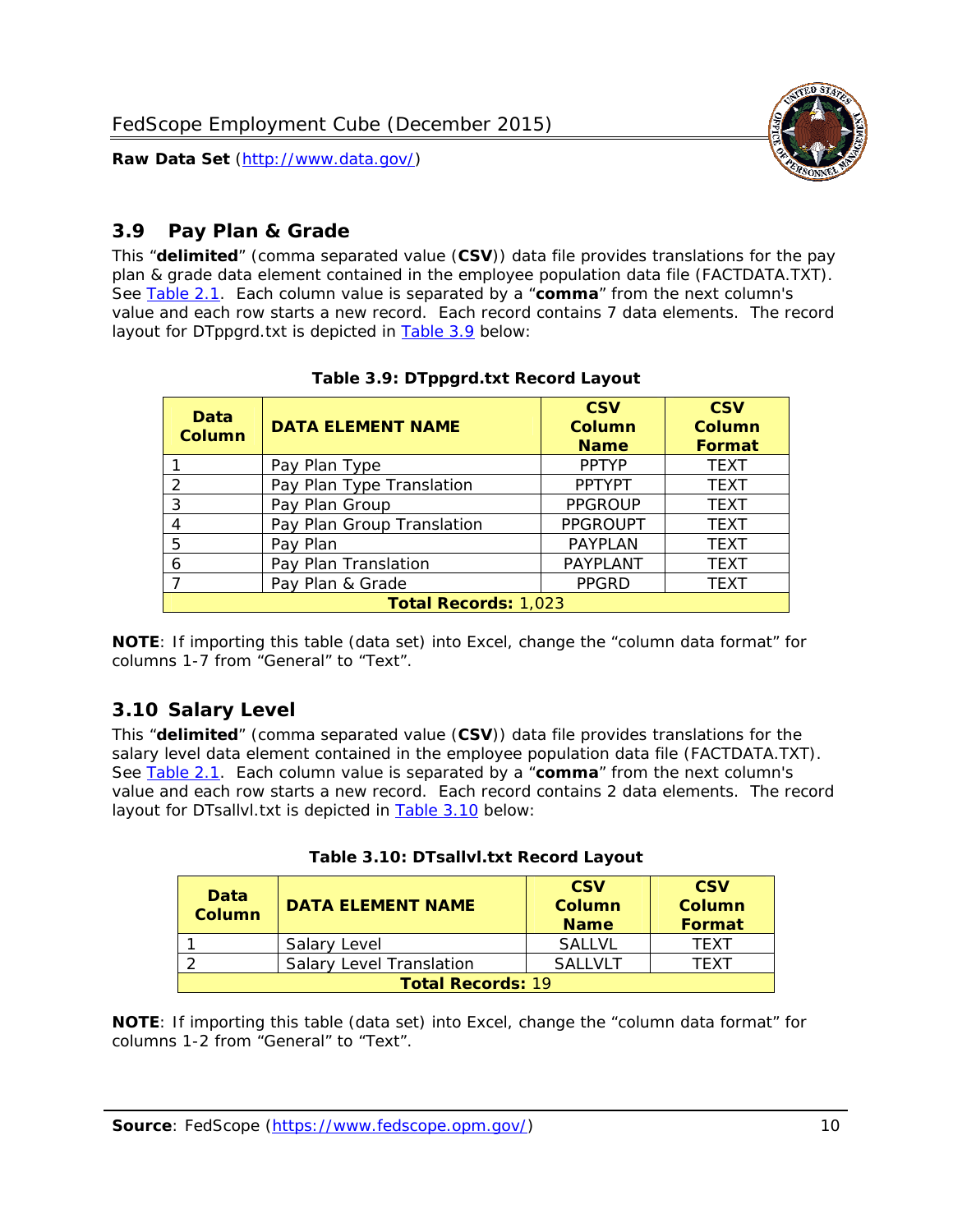## 3.9 Pay Plan & Grade

This "**delimited**" (comma separated value (**CSV**)) data file provides translations for the pay plan & grade data element contained in the employee population data file (FACTDATA.TXT). See Table 2.1. Each column value is separated by a "**comma**" from the next column's value and each row starts a new record. Each record contains 7 data elements. The record layout for DTppgrd.txt is depicted in Table 3.9 below:

**Table 3.9: DTppgrd.txt Record Layout**

| Data Column | DATA ELEMENT NAME | CSV Column Name | CSV Column Format |
|---|---|---|---|
| 1 | Pay Plan Type | PPTYP | TEXT |
| 2 | Pay Plan Type Translation | PPTYPT | TEXT |
| 3 | Pay Plan Group | PPGROUP | TEXT |
| 4 | Pay Plan Group Translation | PPGROUPT | TEXT |
| 5 | Pay Plan | PAYPLAN | TEXT |
| 6 | Pay Plan Translation | PAYPLANT | TEXT |
| 7 | Pay Plan & Grade | PPGRD | TEXT |
| **Total Records:** 1,023 | | | |

**NOTE**: If importing this table (data set) into Excel, change the "column data format" for columns 1-7 from "General" to "Text".

## 3.10 Salary Level

This "**delimited**" (comma separated value (**CSV**)) data file provides translations for the salary level data element contained in the employee population data file (FACTDATA.TXT). See Table 2.1. Each column value is separated by a "**comma**" from the next column's value and each row starts a new record. Each record contains 2 data elements. The record layout for DTsallvl.txt is depicted in Table 3.10 below:

**Table 3.10: DTsallvl.txt Record Layout**

| Data Column | DATA ELEMENT NAME | CSV Column Name | CSV Column Format |
|---|---|---|---|
| 1 | Salary Level | SALLVL | TEXT |
| 2 | Salary Level Translation | SALLVLT | TEXT |
| **Total Records:** 19 | | | |

**NOTE**: If importing this table (data set) into Excel, change the "column data format" for columns 1-2 from "General" to "Text".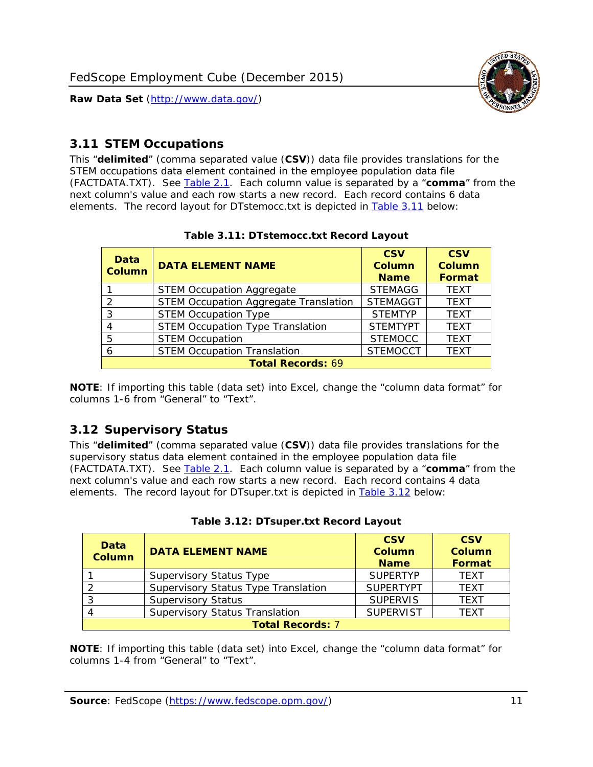## 3.11 STEM Occupations

This "**delimited**" (comma separated value (**CSV**)) data file provides translations for the STEM occupations data element contained in the employee population data file (FACTDATA.TXT). See Table 2.1. Each column value is separated by a "**comma**" from the next column's value and each row starts a new record. Each record contains 6 data elements. The record layout for DTstemocc.txt is depicted in Table 3.11 below:

**Table 3.11: DTstemocc.txt Record Layout**

| Data Column | DATA ELEMENT NAME | CSV Column Name | CSV Column Format |
|---|---|---|---|
| 1 | STEM Occupation Aggregate | STEMAGG | TEXT |
| 2 | STEM Occupation Aggregate Translation | STEMAGGT | TEXT |
| 3 | STEM Occupation Type | STEMTYP | TEXT |
| 4 | STEM Occupation Type Translation | STEMTYPT | TEXT |
| 5 | STEM Occupation | STEMOCC | TEXT |
| 6 | STEM Occupation Translation | STEMOCCT | TEXT |
| **Total Records: 69** | | | |

**NOTE**: If importing this table (data set) into Excel, change the "column data format" for columns 1-6 from "General" to "Text".

## 3.12 Supervisory Status

This "**delimited**" (comma separated value (**CSV**)) data file provides translations for the supervisory status data element contained in the employee population data file (FACTDATA.TXT). See Table 2.1. Each column value is separated by a "**comma**" from the next column's value and each row starts a new record. Each record contains 4 data elements. The record layout for DTsuper.txt is depicted in Table 3.12 below:

**Table 3.12: DTsuper.txt Record Layout**

| Data Column | DATA ELEMENT NAME | CSV Column Name | CSV Column Format |
|---|---|---|---|
| 1 | Supervisory Status Type | SUPERTYP | TEXT |
| 2 | Supervisory Status Type Translation | SUPERTYPT | TEXT |
| 3 | Supervisory Status | SUPERVIS | TEXT |
| 4 | Supervisory Status Translation | SUPERVIST | TEXT |
| **Total Records: 7** | | | |

**NOTE**: If importing this table (data set) into Excel, change the "column data format" for columns 1-4 from "General" to "Text".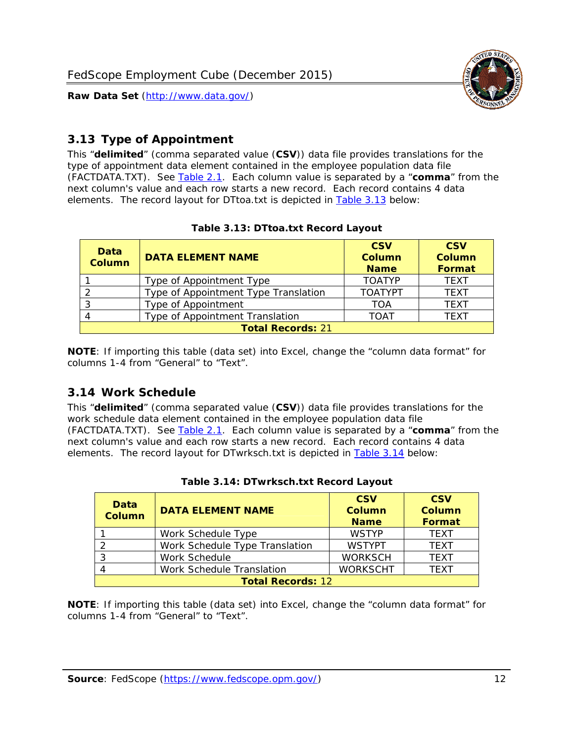## 3.13 Type of Appointment

This "**delimited**" (comma separated value (**CSV**)) data file provides translations for the type of appointment data element contained in the employee population data file (FACTDATA.TXT). See Table 2.1. Each column value is separated by a "**comma**" from the next column's value and each row starts a new record. Each record contains 4 data elements. The record layout for DTtoa.txt is depicted in Table 3.13 below:

**Table 3.13: DTtoa.txt Record Layout**

| Data Column | DATA ELEMENT NAME | CSV Column Name | CSV Column Format |
|---|---|---|---|
| 1 | Type of Appointment Type | TOATYP | TEXT |
| 2 | Type of Appointment Type Translation | TOATYPT | TEXT |
| 3 | Type of Appointment | TOA | TEXT |
| 4 | Type of Appointment Translation | TOAT | TEXT |
| **Total Records:** 21 | | | |

**NOTE**: If importing this table (data set) into Excel, change the "column data format" for columns 1-4 from "General" to "Text".

## 3.14 Work Schedule

This "**delimited**" (comma separated value (**CSV**)) data file provides translations for the work schedule data element contained in the employee population data file (FACTDATA.TXT). See Table 2.1. Each column value is separated by a "**comma**" from the next column's value and each row starts a new record. Each record contains 4 data elements. The record layout for DTwrksch.txt is depicted in Table 3.14 below:

**Table 3.14: DTwrksch.txt Record Layout**

| Data Column | DATA ELEMENT NAME | CSV Column Name | CSV Column Format |
|---|---|---|---|
| 1 | Work Schedule Type | WSTYP | TEXT |
| 2 | Work Schedule Type Translation | WSTYPT | TEXT |
| 3 | Work Schedule | WORKSCH | TEXT |
| 4 | Work Schedule Translation | WORKSCHT | TEXT |
| **Total Records:** 12 | | | |

**NOTE**: If importing this table (data set) into Excel, change the "column data format" for columns 1-4 from "General" to "Text".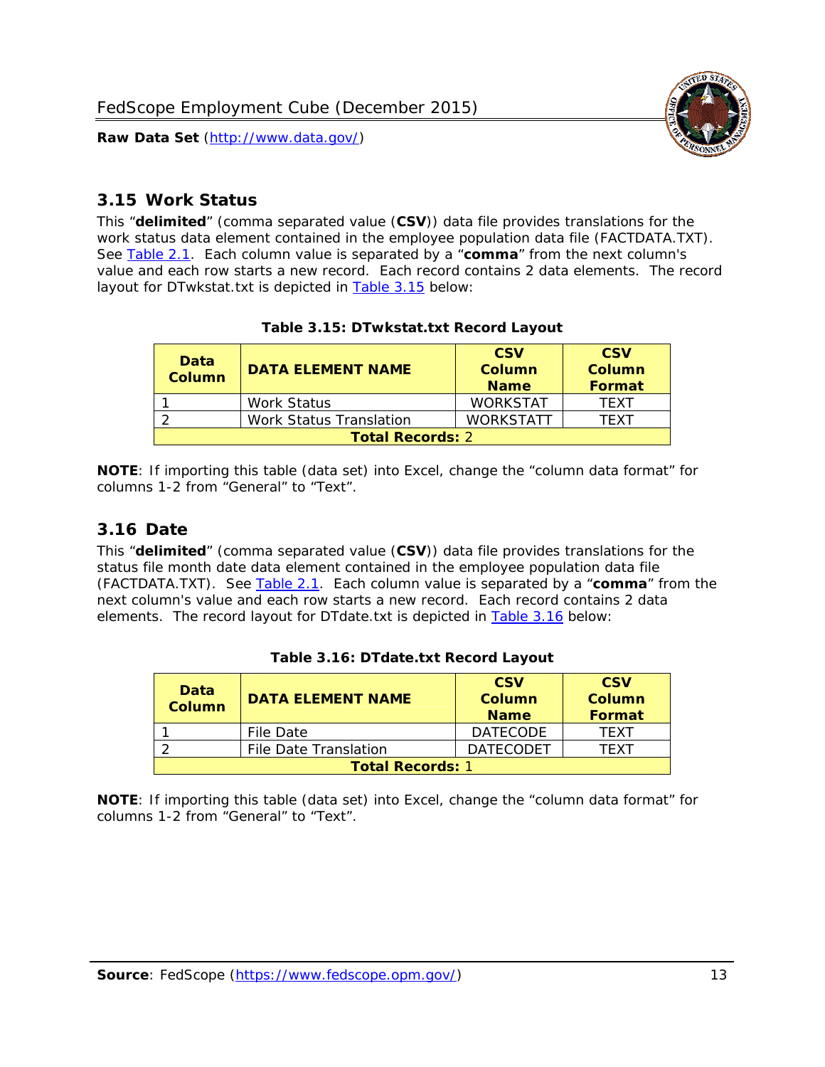## 3.15 Work Status

This "**delimited**" (comma separated value (**CSV**)) data file provides translations for the work status data element contained in the employee population data file (FACTDATA.TXT). See Table 2.1. Each column value is separated by a "**comma**" from the next column's value and each row starts a new record. Each record contains 2 data elements. The record layout for DTwkstat.txt is depicted in Table 3.15 below:

**Table 3.15: DTwkstat.txt Record Layout**

| Data Column | DATA ELEMENT NAME | CSV Column Name | CSV Column Format |
|---|---|---|---|
| 1 | Work Status | WORKSTAT | TEXT |
| 2 | Work Status Translation | WORKSTATT | TEXT |
| **Total Records:** 2 | | | |

**NOTE**: If importing this table (data set) into Excel, change the "column data format" for columns 1-2 from "General" to "Text".

## 3.16 Date

This "**delimited**" (comma separated value (**CSV**)) data file provides translations for the status file month date data element contained in the employee population data file (FACTDATA.TXT). See Table 2.1. Each column value is separated by a "**comma**" from the next column's value and each row starts a new record. Each record contains 2 data elements. The record layout for DTdate.txt is depicted in Table 3.16 below:

**Table 3.16: DTdate.txt Record Layout**

| Data Column | DATA ELEMENT NAME | CSV Column Name | CSV Column Format |
|---|---|---|---|
| 1 | File Date | DATECODE | TEXT |
| 2 | File Date Translation | DATECODET | TEXT |
| **Total Records:** 1 | | | |

**NOTE**: If importing this table (data set) into Excel, change the "column data format" for columns 1-2 from "General" to "Text".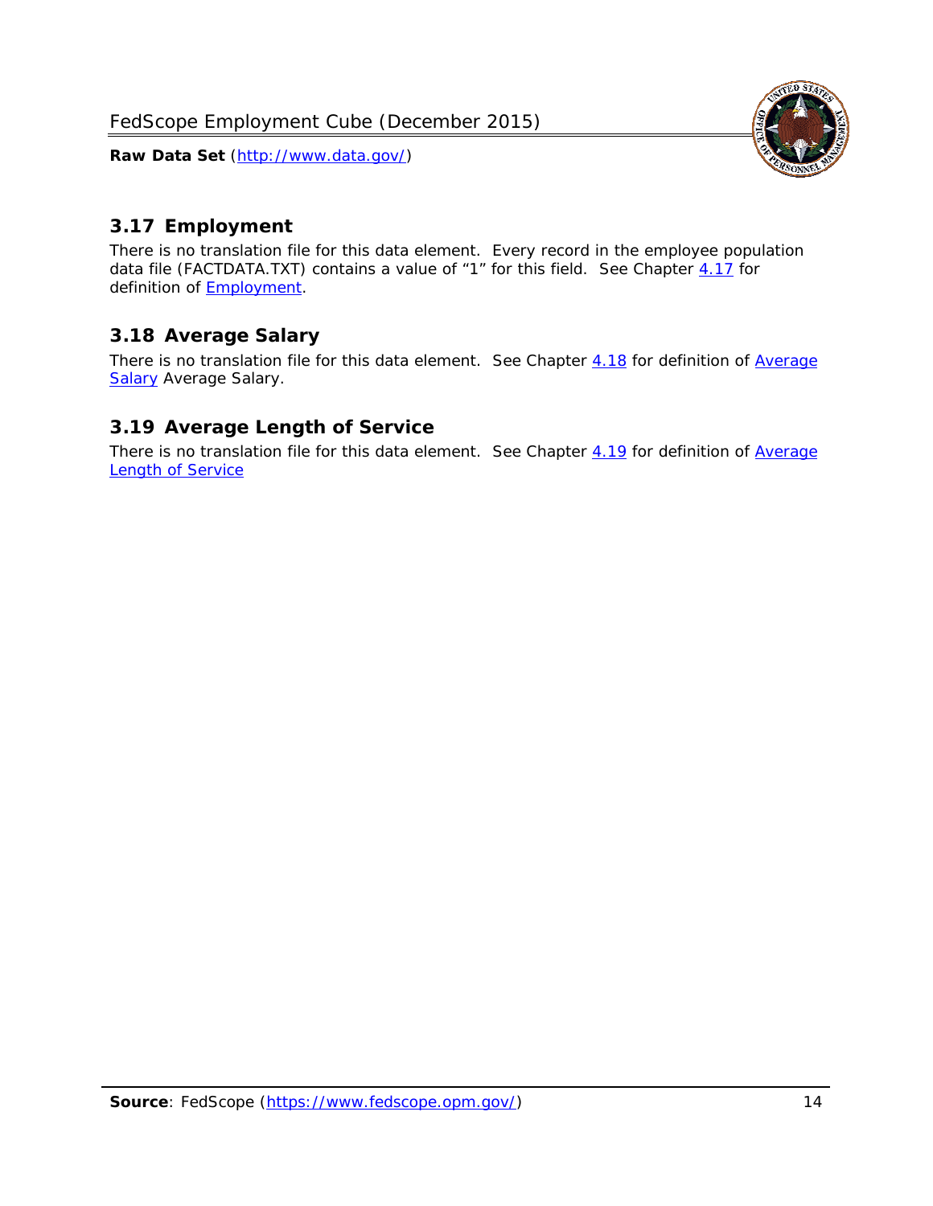## 3.17 Employment

There is no translation file for this data element. Every record in the employee population data file (FACTDATA.TXT) contains a value of "1" for this field. See Chapter 4.17 for definition of Employment.

## 3.18 Average Salary

There is no translation file for this data element. See Chapter 4.18 for definition of Average Salary Average Salary.

## 3.19 Average Length of Service

There is no translation file for this data element. See Chapter 4.19 for definition of Average Length of Service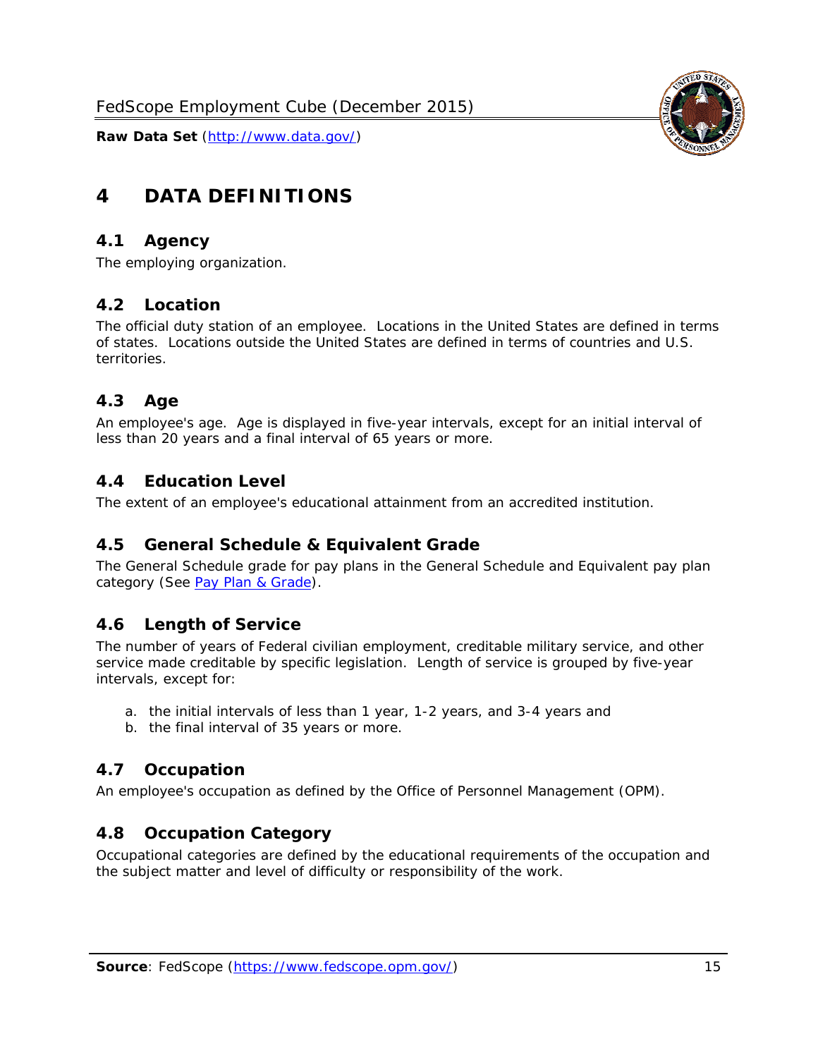# 4 DATA DEFINITIONS

## 4.1 Agency

The employing organization.

## 4.2 Location

The official duty station of an employee. Locations in the United States are defined in terms of states. Locations outside the United States are defined in terms of countries and U.S. territories.

## 4.3 Age

An employee's age. Age is displayed in five-year intervals, except for an initial interval of less than 20 years and a final interval of 65 years or more.

## 4.4 Education Level

The extent of an employee's educational attainment from an accredited institution.

## 4.5 General Schedule & Equivalent Grade

The General Schedule grade for pay plans in the General Schedule and Equivalent pay plan category (See Pay Plan & Grade).

## 4.6 Length of Service

The number of years of Federal civilian employment, creditable military service, and other service made creditable by specific legislation. Length of service is grouped by five-year intervals, except for:

a. the initial intervals of less than 1 year, 1-2 years, and 3-4 years and
b. the final interval of 35 years or more.

## 4.7 Occupation

An employee's occupation as defined by the Office of Personnel Management (OPM).

## 4.8 Occupation Category

Occupational categories are defined by the educational requirements of the occupation and the subject matter and level of difficulty or responsibility of the work.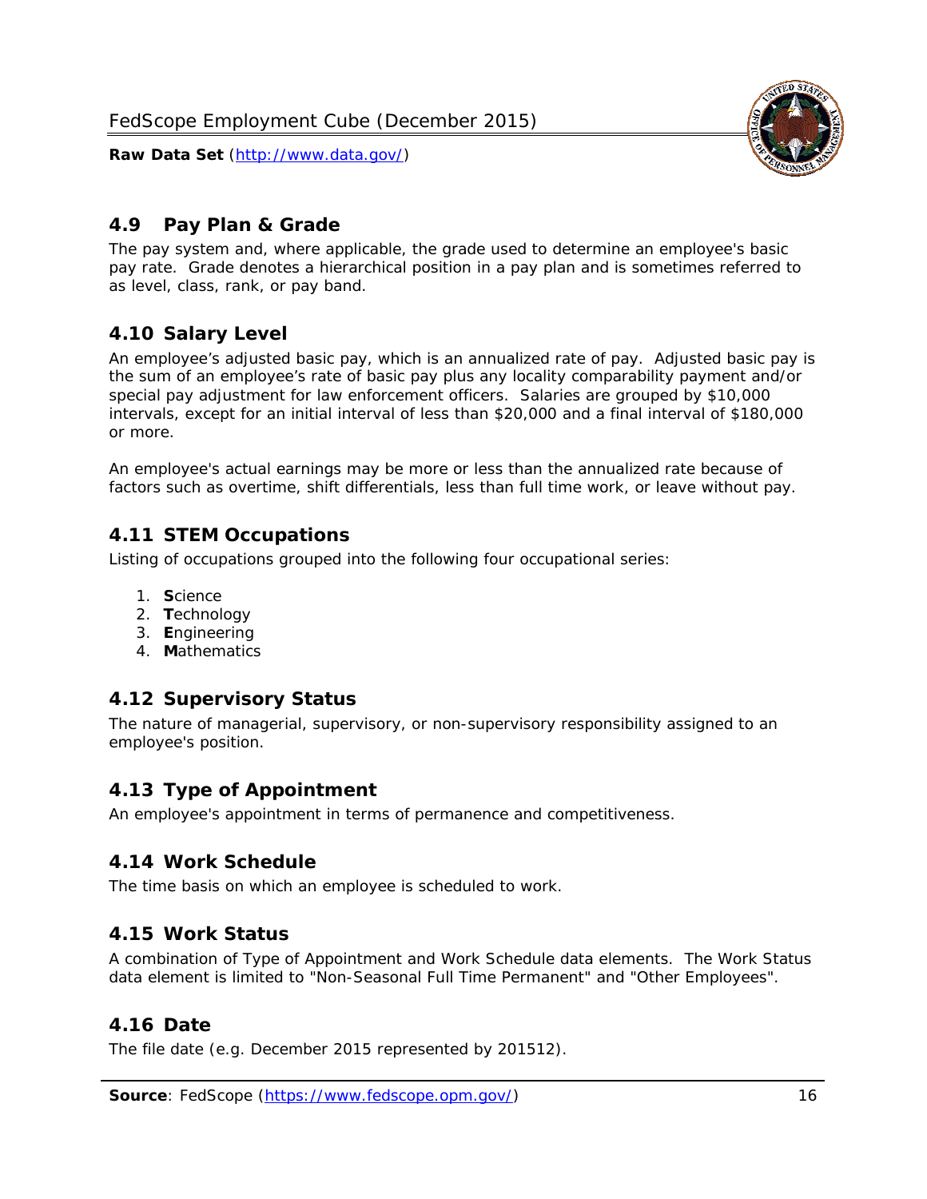## 4.9 Pay Plan & Grade

The pay system and, where applicable, the grade used to determine an employee's basic pay rate. Grade denotes a hierarchical position in a pay plan and is sometimes referred to as level, class, rank, or pay band.

## 4.10 Salary Level

An employee's adjusted basic pay, which is an annualized rate of pay. Adjusted basic pay is the sum of an employee's rate of basic pay plus any locality comparability payment and/or special pay adjustment for law enforcement officers. Salaries are grouped by $10,000 intervals, except for an initial interval of less than $20,000 and a final interval of $180,000 or more.

An employee's actual earnings may be more or less than the annualized rate because of factors such as overtime, shift differentials, less than full time work, or leave without pay.

## 4.11 STEM Occupations

Listing of occupations grouped into the following four occupational series:

1. **S**cience
2. **T**echnology
3. **E**ngineering
4. **M**athematics

## 4.12 Supervisory Status

The nature of managerial, supervisory, or non-supervisory responsibility assigned to an employee's position.

## 4.13 Type of Appointment

An employee's appointment in terms of permanence and competitiveness.

## 4.14 Work Schedule

The time basis on which an employee is scheduled to work.

## 4.15 Work Status

A combination of Type of Appointment and Work Schedule data elements. The Work Status data element is limited to "Non-Seasonal Full Time Permanent" and "Other Employees".

## 4.16 Date

The file date (e.g. December 2015 represented by 201512).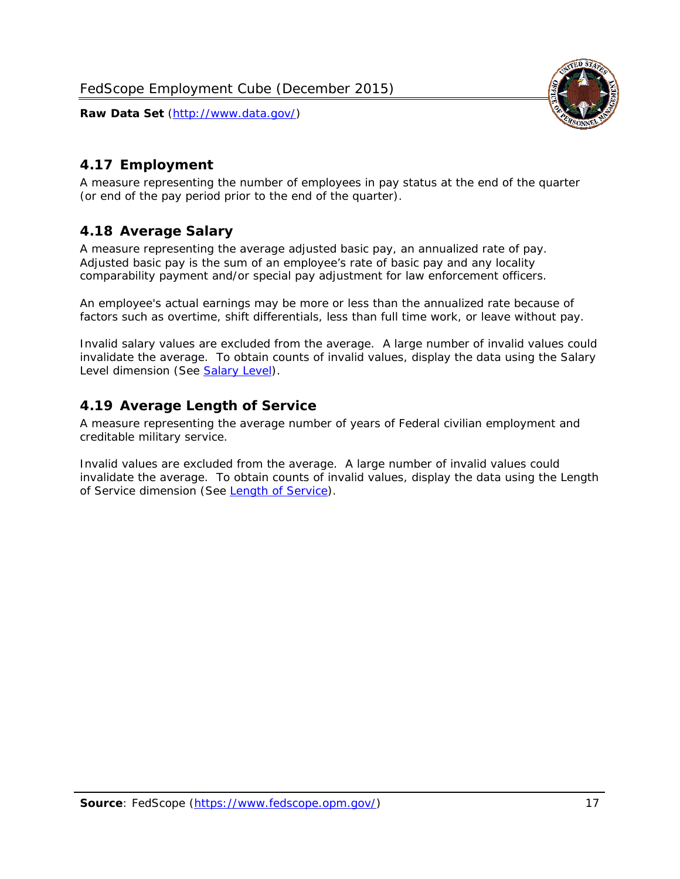## 4.17 Employment

A measure representing the number of employees in pay status at the end of the quarter (or end of the pay period prior to the end of the quarter).

## 4.18 Average Salary

A measure representing the average adjusted basic pay, an annualized rate of pay. Adjusted basic pay is the sum of an employee's rate of basic pay and any locality comparability payment and/or special pay adjustment for law enforcement officers.

An employee's actual earnings may be more or less than the annualized rate because of factors such as overtime, shift differentials, less than full time work, or leave without pay.

Invalid salary values are excluded from the average. A large number of invalid values could invalidate the average. To obtain counts of invalid values, display the data using the Salary Level dimension (See Salary Level).

## 4.19 Average Length of Service

A measure representing the average number of years of Federal civilian employment and creditable military service.

Invalid values are excluded from the average. A large number of invalid values could invalidate the average. To obtain counts of invalid values, display the data using the Length of Service dimension (See Length of Service).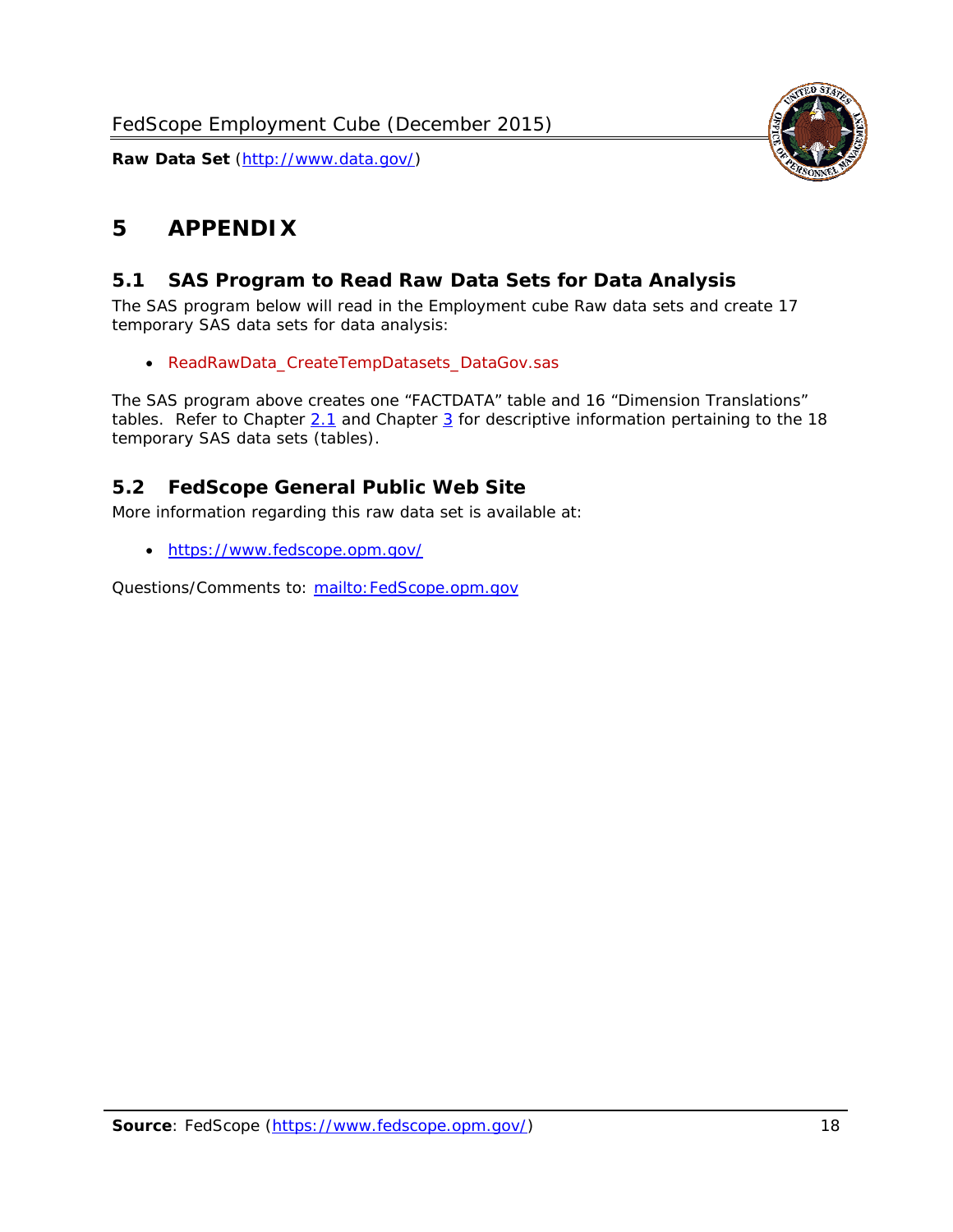# 5 APPENDIX

## 5.1 SAS Program to Read Raw Data Sets for Data Analysis

The SAS program below will read in the Employment cube Raw data sets and create 17 temporary SAS data sets for data analysis:

- ReadRawData_CreateTempDatasets_DataGov.sas

The SAS program above creates one "FACTDATA" table and 16 "Dimension Translations" tables. Refer to Chapter 2.1 and Chapter 3 for descriptive information pertaining to the 18 temporary SAS data sets (tables).

## 5.2 FedScope General Public Web Site

More information regarding this raw data set is available at:

- https://www.fedscope.opm.gov/

Questions/Comments to: mailto:FedScope.opm.gov